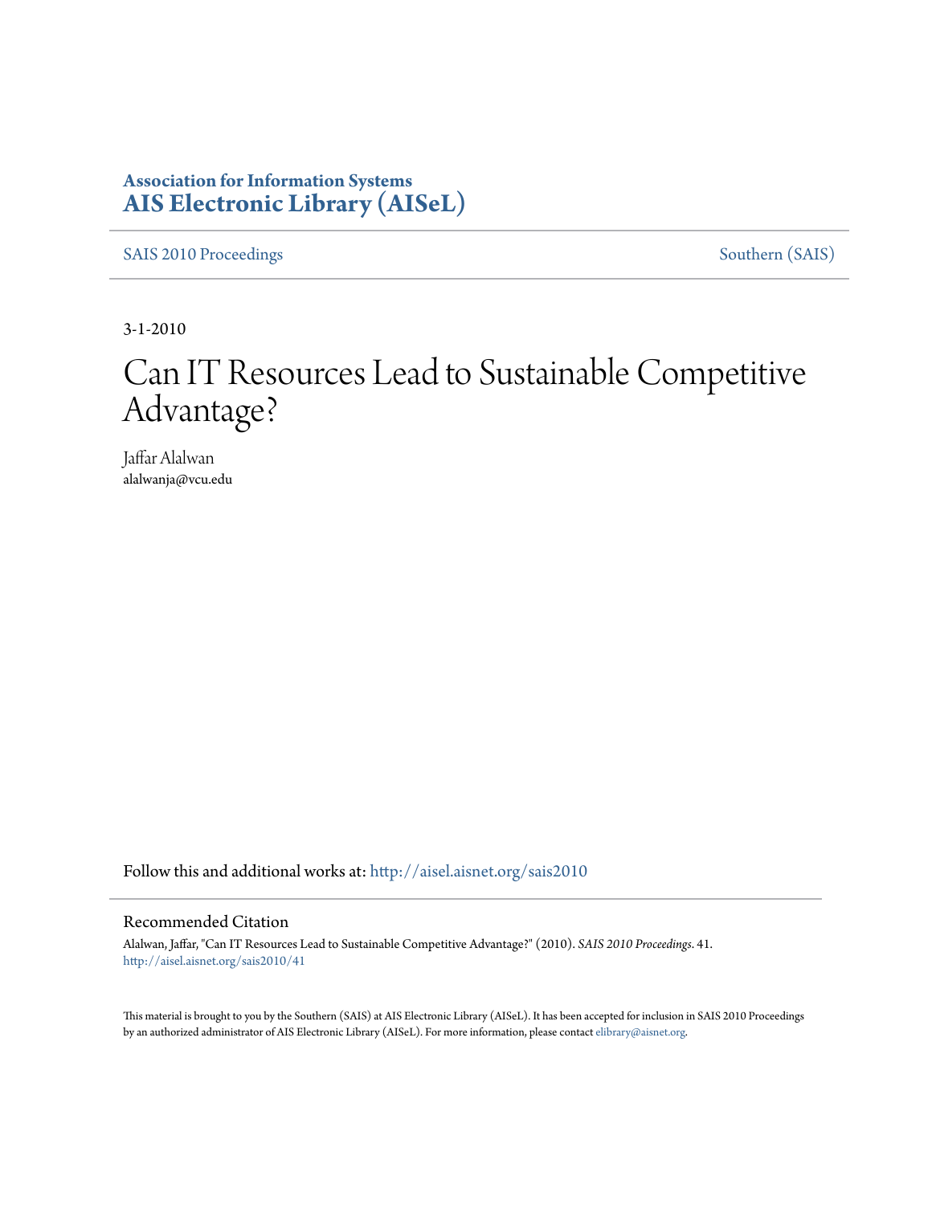**Association for Information Systems**
**AIS Electronic Library (AISeL)**

SAIS 2010 Proceedings | Southern (SAIS)

3-1-2010

# Can IT Resources Lead to Sustainable Competitive Advantage?

Jaffar Alalwan
alalwanja@vcu.edu

Follow this and additional works at: http://aisel.aisnet.org/sais2010

Recommended Citation

Alalwan, Jaffar, "Can IT Resources Lead to Sustainable Competitive Advantage?" (2010). *SAIS 2010 Proceedings*. 41.
http://aisel.aisnet.org/sais2010/41

This material is brought to you by the Southern (SAIS) at AIS Electronic Library (AISeL). It has been accepted for inclusion in SAIS 2010 Proceedings by an authorized administrator of AIS Electronic Library (AISeL). For more information, please contact elibrary@aisnet.org.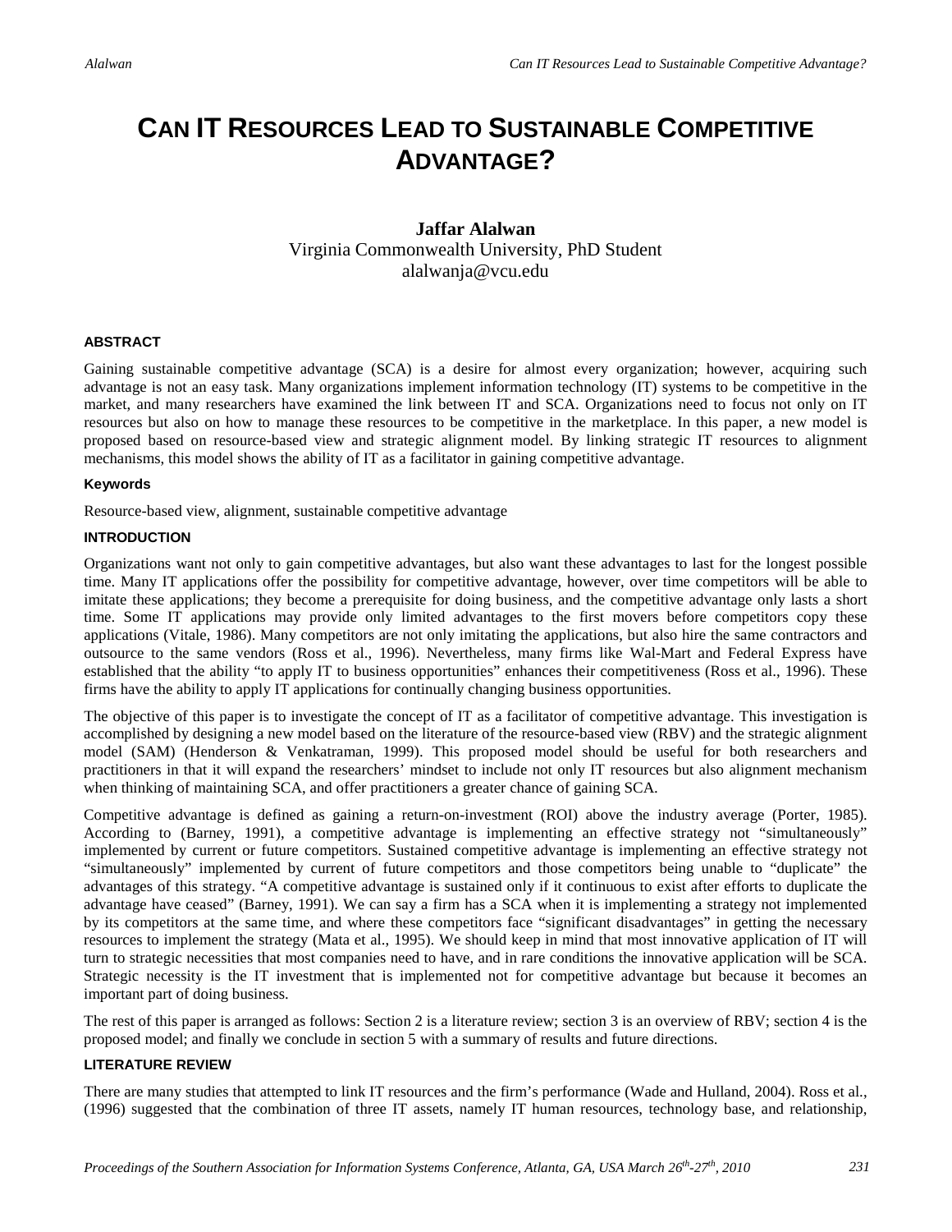# CAN IT RESOURCES LEAD TO SUSTAINABLE COMPETITIVE ADVANTAGE?

**Jaffar Alalwan**
Virginia Commonwealth University, PhD Student
alalwanja@vcu.edu

#### ABSTRACT

Gaining sustainable competitive advantage (SCA) is a desire for almost every organization; however, acquiring such advantage is not an easy task. Many organizations implement information technology (IT) systems to be competitive in the market, and many researchers have examined the link between IT and SCA. Organizations need to focus not only on IT resources but also on how to manage these resources to be competitive in the marketplace. In this paper, a new model is proposed based on resource-based view and strategic alignment model. By linking strategic IT resources to alignment mechanisms, this model shows the ability of IT as a facilitator in gaining competitive advantage.

#### Keywords

Resource-based view, alignment, sustainable competitive advantage

#### INTRODUCTION

Organizations want not only to gain competitive advantages, but also want these advantages to last for the longest possible time. Many IT applications offer the possibility for competitive advantage, however, over time competitors will be able to imitate these applications; they become a prerequisite for doing business, and the competitive advantage only lasts a short time. Some IT applications may provide only limited advantages to the first movers before competitors copy these applications (Vitale, 1986). Many competitors are not only imitating the applications, but also hire the same contractors and outsource to the same vendors (Ross et al., 1996). Nevertheless, many firms like Wal-Mart and Federal Express have established that the ability "to apply IT to business opportunities" enhances their competitiveness (Ross et al., 1996). These firms have the ability to apply IT applications for continually changing business opportunities.

The objective of this paper is to investigate the concept of IT as a facilitator of competitive advantage. This investigation is accomplished by designing a new model based on the literature of the resource-based view (RBV) and the strategic alignment model (SAM) (Henderson & Venkatraman, 1999). This proposed model should be useful for both researchers and practitioners in that it will expand the researchers' mindset to include not only IT resources but also alignment mechanism when thinking of maintaining SCA, and offer practitioners a greater chance of gaining SCA.

Competitive advantage is defined as gaining a return-on-investment (ROI) above the industry average (Porter, 1985). According to (Barney, 1991), a competitive advantage is implementing an effective strategy not "simultaneously" implemented by current or future competitors. Sustained competitive advantage is implementing an effective strategy not "simultaneously" implemented by current of future competitors and those competitors being unable to "duplicate" the advantages of this strategy. "A competitive advantage is sustained only if it continuous to exist after efforts to duplicate the advantage have ceased" (Barney, 1991). We can say a firm has a SCA when it is implementing a strategy not implemented by its competitors at the same time, and where these competitors face "significant disadvantages" in getting the necessary resources to implement the strategy (Mata et al., 1995). We should keep in mind that most innovative application of IT will turn to strategic necessities that most companies need to have, and in rare conditions the innovative application will be SCA. Strategic necessity is the IT investment that is implemented not for competitive advantage but because it becomes an important part of doing business.

The rest of this paper is arranged as follows: Section 2 is a literature review; section 3 is an overview of RBV; section 4 is the proposed model; and finally we conclude in section 5 with a summary of results and future directions.

#### LITERATURE REVIEW

There are many studies that attempted to link IT resources and the firm's performance (Wade and Hulland, 2004). Ross et al., (1996) suggested that the combination of three IT assets, namely IT human resources, technology base, and relationship,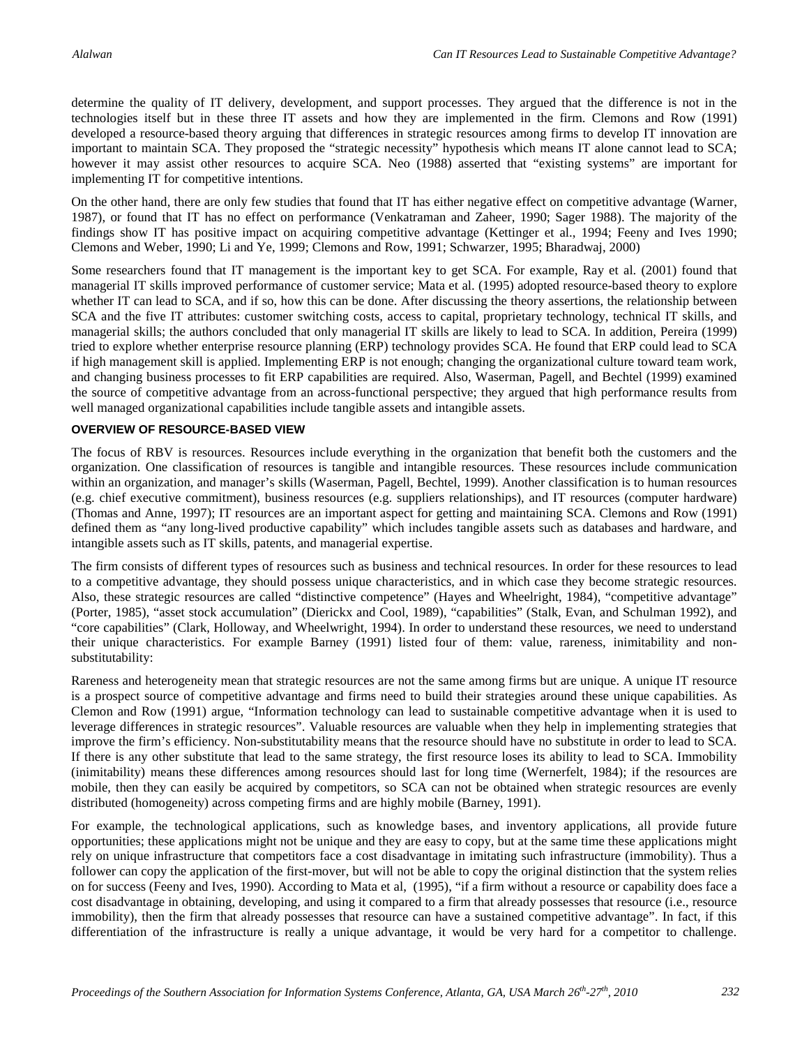determine the quality of IT delivery, development, and support processes. They argued that the difference is not in the technologies itself but in these three IT assets and how they are implemented in the firm. Clemons and Row (1991) developed a resource-based theory arguing that differences in strategic resources among firms to develop IT innovation are important to maintain SCA. They proposed the "strategic necessity" hypothesis which means IT alone cannot lead to SCA; however it may assist other resources to acquire SCA. Neo (1988) asserted that "existing systems" are important for implementing IT for competitive intentions.

On the other hand, there are only few studies that found that IT has either negative effect on competitive advantage (Warner, 1987), or found that IT has no effect on performance (Venkatraman and Zaheer, 1990; Sager 1988). The majority of the findings show IT has positive impact on acquiring competitive advantage (Kettinger et al., 1994; Feeny and Ives 1990; Clemons and Weber, 1990; Li and Ye, 1999; Clemons and Row, 1991; Schwarzer, 1995; Bharadwaj, 2000)

Some researchers found that IT management is the important key to get SCA. For example, Ray et al. (2001) found that managerial IT skills improved performance of customer service; Mata et al. (1995) adopted resource-based theory to explore whether IT can lead to SCA, and if so, how this can be done. After discussing the theory assertions, the relationship between SCA and the five IT attributes: customer switching costs, access to capital, proprietary technology, technical IT skills, and managerial skills; the authors concluded that only managerial IT skills are likely to lead to SCA. In addition, Pereira (1999) tried to explore whether enterprise resource planning (ERP) technology provides SCA. He found that ERP could lead to SCA if high management skill is applied. Implementing ERP is not enough; changing the organizational culture toward team work, and changing business processes to fit ERP capabilities are required. Also, Waserman, Pagell, and Bechtel (1999) examined the source of competitive advantage from an across-functional perspective; they argued that high performance results from well managed organizational capabilities include tangible assets and intangible assets.

## OVERVIEW OF RESOURCE-BASED VIEW

The focus of RBV is resources. Resources include everything in the organization that benefit both the customers and the organization. One classification of resources is tangible and intangible resources. These resources include communication within an organization, and manager's skills (Waserman, Pagell, Bechtel, 1999). Another classification is to human resources (e.g. chief executive commitment), business resources (e.g. suppliers relationships), and IT resources (computer hardware) (Thomas and Anne, 1997); IT resources are an important aspect for getting and maintaining SCA. Clemons and Row (1991) defined them as "any long-lived productive capability" which includes tangible assets such as databases and hardware, and intangible assets such as IT skills, patents, and managerial expertise.

The firm consists of different types of resources such as business and technical resources. In order for these resources to lead to a competitive advantage, they should possess unique characteristics, and in which case they become strategic resources. Also, these strategic resources are called "distinctive competence" (Hayes and Wheelright, 1984), "competitive advantage" (Porter, 1985), "asset stock accumulation" (Dierickx and Cool, 1989), "capabilities" (Stalk, Evan, and Schulman 1992), and "core capabilities" (Clark, Holloway, and Wheelwright, 1994). In order to understand these resources, we need to understand their unique characteristics. For example Barney (1991) listed four of them: value, rareness, inimitability and non-substitutability:

Rareness and heterogeneity mean that strategic resources are not the same among firms but are unique. A unique IT resource is a prospect source of competitive advantage and firms need to build their strategies around these unique capabilities. As Clemon and Row (1991) argue, "Information technology can lead to sustainable competitive advantage when it is used to leverage differences in strategic resources". Valuable resources are valuable when they help in implementing strategies that improve the firm's efficiency. Non-substitutability means that the resource should have no substitute in order to lead to SCA. If there is any other substitute that lead to the same strategy, the first resource loses its ability to lead to SCA. Immobility (inimitability) means these differences among resources should last for long time (Wernerfelt, 1984); if the resources are mobile, then they can easily be acquired by competitors, so SCA can not be obtained when strategic resources are evenly distributed (homogeneity) across competing firms and are highly mobile (Barney, 1991).

For example, the technological applications, such as knowledge bases, and inventory applications, all provide future opportunities; these applications might not be unique and they are easy to copy, but at the same time these applications might rely on unique infrastructure that competitors face a cost disadvantage in imitating such infrastructure (immobility). Thus a follower can copy the application of the first-mover, but will not be able to copy the original distinction that the system relies on for success (Feeny and Ives, 1990). According to Mata et al, (1995), "if a firm without a resource or capability does face a cost disadvantage in obtaining, developing, and using it compared to a firm that already possesses that resource (i.e., resource immobility), then the firm that already possesses that resource can have a sustained competitive advantage". In fact, if this differentiation of the infrastructure is really a unique advantage, it would be very hard for a competitor to challenge.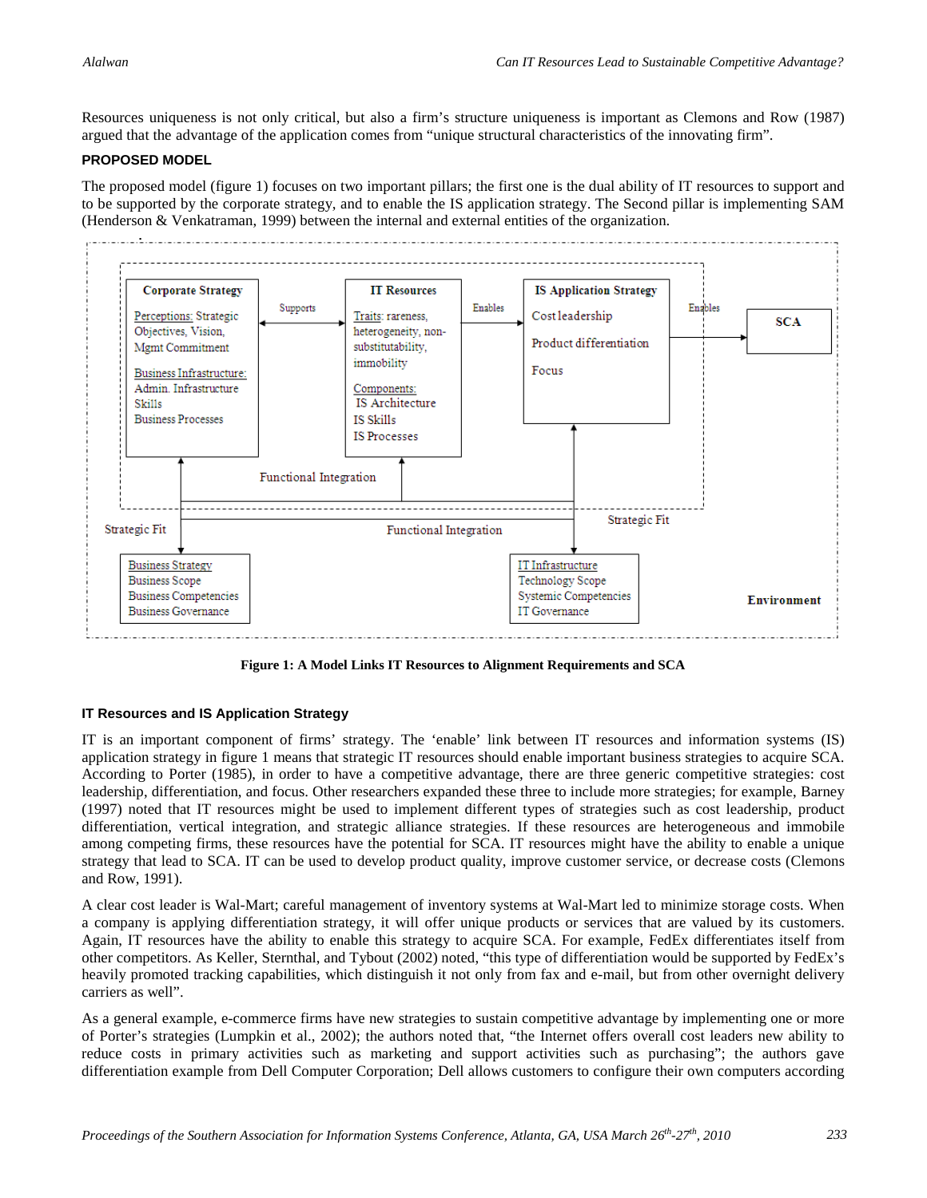Resources uniqueness is not only critical, but also a firm's structure uniqueness is important as Clemons and Row (1987) argued that the advantage of the application comes from "unique structural characteristics of the innovating firm".

### PROPOSED MODEL

The proposed model (figure 1) focuses on two important pillars; the first one is the dual ability of IT resources to support and to be supported by the corporate strategy, and to enable the IS application strategy. The Second pillar is implementing SAM (Henderson & Venkatraman, 1999) between the internal and external entities of the organization.

**Figure 1: A Model Links IT Resources to Alignment Requirements and SCA**

### IT Resources and IS Application Strategy

IT is an important component of firms' strategy. The 'enable' link between IT resources and information systems (IS) application strategy in figure 1 means that strategic IT resources should enable important business strategies to acquire SCA. According to Porter (1985), in order to have a competitive advantage, there are three generic competitive strategies: cost leadership, differentiation, and focus. Other researchers expanded these three to include more strategies; for example, Barney (1997) noted that IT resources might be used to implement different types of strategies such as cost leadership, product differentiation, vertical integration, and strategic alliance strategies. If these resources are heterogeneous and immobile among competing firms, these resources have the potential for SCA. IT resources might have the ability to enable a unique strategy that lead to SCA. IT can be used to develop product quality, improve customer service, or decrease costs (Clemons and Row, 1991).

A clear cost leader is Wal-Mart; careful management of inventory systems at Wal-Mart led to minimize storage costs. When a company is applying differentiation strategy, it will offer unique products or services that are valued by its customers. Again, IT resources have the ability to enable this strategy to acquire SCA. For example, FedEx differentiates itself from other competitors. As Keller, Sternthal, and Tybout (2002) noted, "this type of differentiation would be supported by FedEx's heavily promoted tracking capabilities, which distinguish it not only from fax and e-mail, but from other overnight delivery carriers as well".

As a general example, e-commerce firms have new strategies to sustain competitive advantage by implementing one or more of Porter's strategies (Lumpkin et al., 2002); the authors noted that, "the Internet offers overall cost leaders new ability to reduce costs in primary activities such as marketing and support activities such as purchasing"; the authors gave differentiation example from Dell Computer Corporation; Dell allows customers to configure their own computers according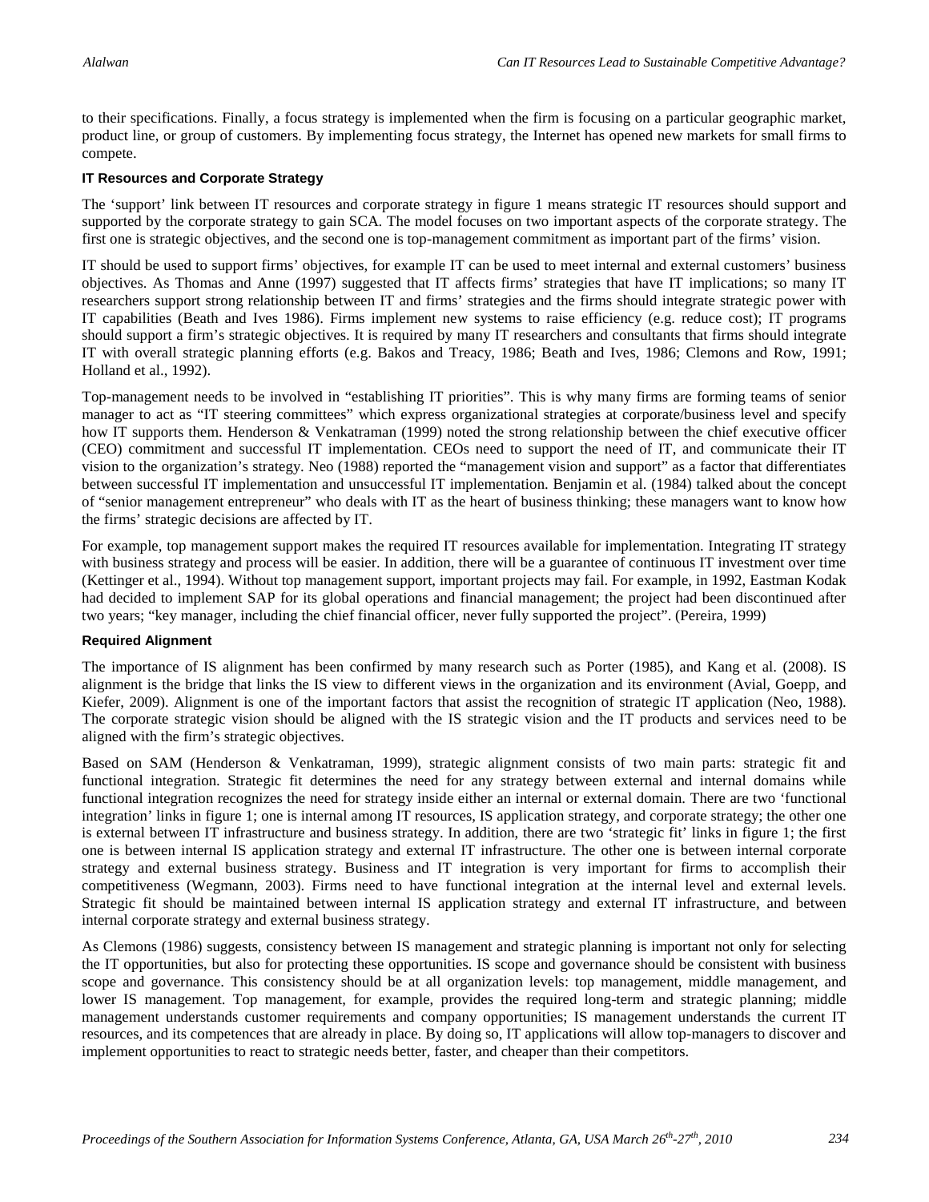to their specifications. Finally, a focus strategy is implemented when the firm is focusing on a particular geographic market, product line, or group of customers. By implementing focus strategy, the Internet has opened new markets for small firms to compete.

### IT Resources and Corporate Strategy

The 'support' link between IT resources and corporate strategy in figure 1 means strategic IT resources should support and supported by the corporate strategy to gain SCA. The model focuses on two important aspects of the corporate strategy. The first one is strategic objectives, and the second one is top-management commitment as important part of the firms' vision.

IT should be used to support firms' objectives, for example IT can be used to meet internal and external customers' business objectives. As Thomas and Anne (1997) suggested that IT affects firms' strategies that have IT implications; so many IT researchers support strong relationship between IT and firms' strategies and the firms should integrate strategic power with IT capabilities (Beath and Ives 1986). Firms implement new systems to raise efficiency (e.g. reduce cost); IT programs should support a firm's strategic objectives. It is required by many IT researchers and consultants that firms should integrate IT with overall strategic planning efforts (e.g. Bakos and Treacy, 1986; Beath and Ives, 1986; Clemons and Row, 1991; Holland et al., 1992).

Top-management needs to be involved in "establishing IT priorities". This is why many firms are forming teams of senior manager to act as "IT steering committees" which express organizational strategies at corporate/business level and specify how IT supports them. Henderson & Venkatraman (1999) noted the strong relationship between the chief executive officer (CEO) commitment and successful IT implementation. CEOs need to support the need of IT, and communicate their IT vision to the organization's strategy. Neo (1988) reported the "management vision and support" as a factor that differentiates between successful IT implementation and unsuccessful IT implementation. Benjamin et al. (1984) talked about the concept of "senior management entrepreneur" who deals with IT as the heart of business thinking; these managers want to know how the firms' strategic decisions are affected by IT.

For example, top management support makes the required IT resources available for implementation. Integrating IT strategy with business strategy and process will be easier. In addition, there will be a guarantee of continuous IT investment over time (Kettinger et al., 1994). Without top management support, important projects may fail. For example, in 1992, Eastman Kodak had decided to implement SAP for its global operations and financial management; the project had been discontinued after two years; "key manager, including the chief financial officer, never fully supported the project". (Pereira, 1999)

### Required Alignment

The importance of IS alignment has been confirmed by many research such as Porter (1985), and Kang et al. (2008). IS alignment is the bridge that links the IS view to different views in the organization and its environment (Avial, Goepp, and Kiefer, 2009). Alignment is one of the important factors that assist the recognition of strategic IT application (Neo, 1988). The corporate strategic vision should be aligned with the IS strategic vision and the IT products and services need to be aligned with the firm's strategic objectives.

Based on SAM (Henderson & Venkatraman, 1999), strategic alignment consists of two main parts: strategic fit and functional integration. Strategic fit determines the need for any strategy between external and internal domains while functional integration recognizes the need for strategy inside either an internal or external domain. There are two 'functional integration' links in figure 1; one is internal among IT resources, IS application strategy, and corporate strategy; the other one is external between IT infrastructure and business strategy. In addition, there are two 'strategic fit' links in figure 1; the first one is between internal IS application strategy and external IT infrastructure. The other one is between internal corporate strategy and external business strategy. Business and IT integration is very important for firms to accomplish their competitiveness (Wegmann, 2003). Firms need to have functional integration at the internal level and external levels. Strategic fit should be maintained between internal IS application strategy and external IT infrastructure, and between internal corporate strategy and external business strategy.

As Clemons (1986) suggests, consistency between IS management and strategic planning is important not only for selecting the IT opportunities, but also for protecting these opportunities. IS scope and governance should be consistent with business scope and governance. This consistency should be at all organization levels: top management, middle management, and lower IS management. Top management, for example, provides the required long-term and strategic planning; middle management understands customer requirements and company opportunities; IS management understands the current IT resources, and its competences that are already in place. By doing so, IT applications will allow top-managers to discover and implement opportunities to react to strategic needs better, faster, and cheaper than their competitors.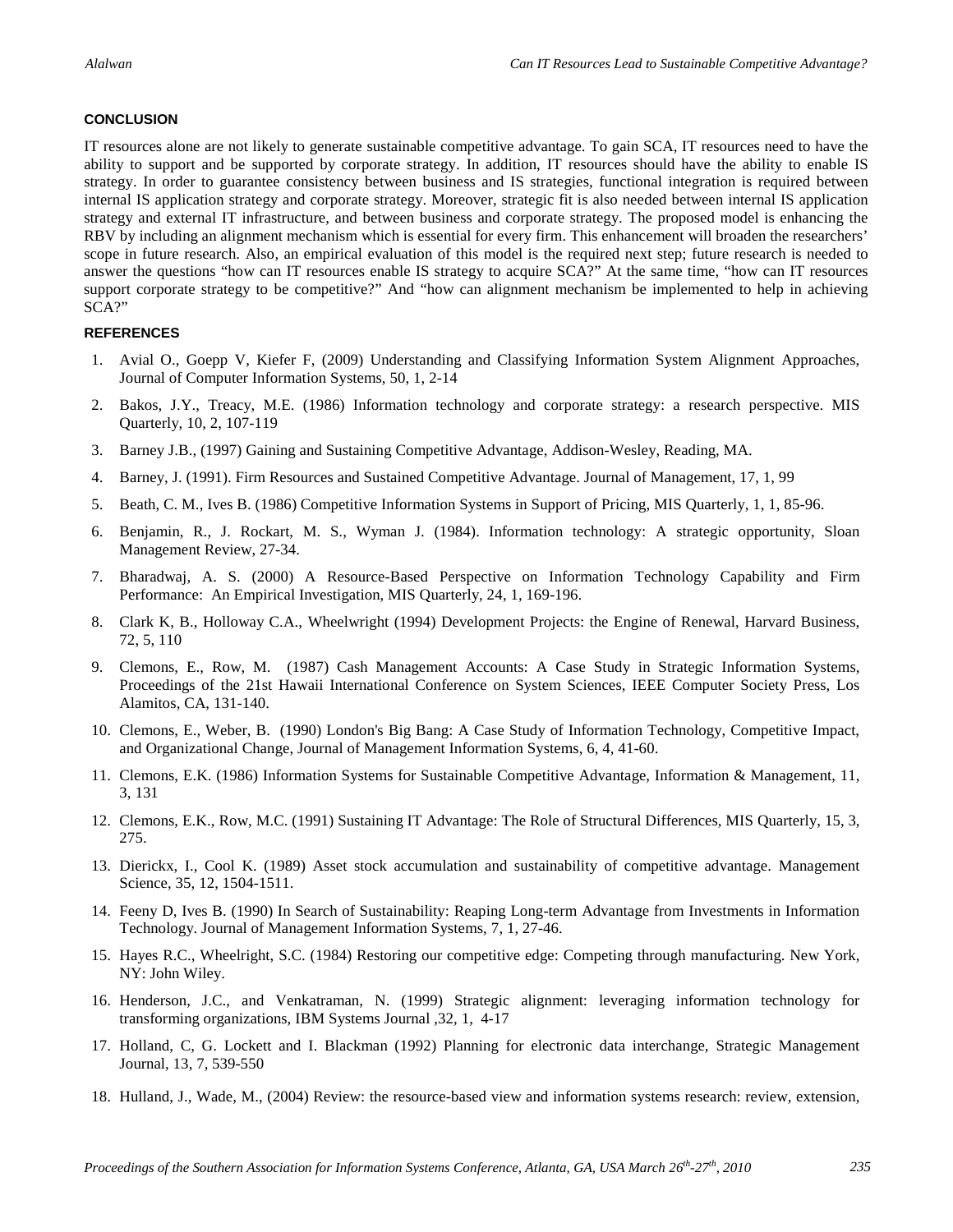## CONCLUSION

IT resources alone are not likely to generate sustainable competitive advantage. To gain SCA, IT resources need to have the ability to support and be supported by corporate strategy. In addition, IT resources should have the ability to enable IS strategy. In order to guarantee consistency between business and IS strategies, functional integration is required between internal IS application strategy and corporate strategy. Moreover, strategic fit is also needed between internal IS application strategy and external IT infrastructure, and between business and corporate strategy. The proposed model is enhancing the RBV by including an alignment mechanism which is essential for every firm. This enhancement will broaden the researchers' scope in future research. Also, an empirical evaluation of this model is the required next step; future research is needed to answer the questions "how can IT resources enable IS strategy to acquire SCA?" At the same time, "how can IT resources support corporate strategy to be competitive?" And "how can alignment mechanism be implemented to help in achieving SCA?"

## REFERENCES

1. Avial O., Goepp V, Kiefer F, (2009) Understanding and Classifying Information System Alignment Approaches, Journal of Computer Information Systems, 50, 1, 2-14
2. Bakos, J.Y., Treacy, M.E. (1986) Information technology and corporate strategy: a research perspective. MIS Quarterly, 10, 2, 107-119
3. Barney J.B., (1997) Gaining and Sustaining Competitive Advantage, Addison-Wesley, Reading, MA.
4. Barney, J. (1991). Firm Resources and Sustained Competitive Advantage. Journal of Management, 17, 1, 99
5. Beath, C. M., Ives B. (1986) Competitive Information Systems in Support of Pricing, MIS Quarterly, 1, 1, 85-96.
6. Benjamin, R., J. Rockart, M. S., Wyman J. (1984). Information technology: A strategic opportunity, Sloan Management Review, 27-34.
7. Bharadwaj, A. S. (2000) A Resource-Based Perspective on Information Technology Capability and Firm Performance: An Empirical Investigation, MIS Quarterly, 24, 1, 169-196.
8. Clark K, B., Holloway C.A., Wheelwright (1994) Development Projects: the Engine of Renewal, Harvard Business, 72, 5, 110
9. Clemons, E., Row, M. (1987) Cash Management Accounts: A Case Study in Strategic Information Systems, Proceedings of the 21st Hawaii International Conference on System Sciences, IEEE Computer Society Press, Los Alamitos, CA, 131-140.
10. Clemons, E., Weber, B. (1990) London's Big Bang: A Case Study of Information Technology, Competitive Impact, and Organizational Change, Journal of Management Information Systems, 6, 4, 41-60.
11. Clemons, E.K. (1986) Information Systems for Sustainable Competitive Advantage, Information & Management, 11, 3, 131
12. Clemons, E.K., Row, M.C. (1991) Sustaining IT Advantage: The Role of Structural Differences, MIS Quarterly, 15, 3, 275.
13. Dierickx, I., Cool K. (1989) Asset stock accumulation and sustainability of competitive advantage. Management Science, 35, 12, 1504-1511.
14. Feeny D, Ives B. (1990) In Search of Sustainability: Reaping Long-term Advantage from Investments in Information Technology. Journal of Management Information Systems, 7, 1, 27-46.
15. Hayes R.C., Wheelright, S.C. (1984) Restoring our competitive edge: Competing through manufacturing. New York, NY: John Wiley.
16. Henderson, J.C., and Venkatraman, N. (1999) Strategic alignment: leveraging information technology for transforming organizations, IBM Systems Journal ,32, 1, 4-17
17. Holland, C, G. Lockett and I. Blackman (1992) Planning for electronic data interchange, Strategic Management Journal, 13, 7, 539-550
18. Hulland, J., Wade, M., (2004) Review: the resource-based view and information systems research: review, extension,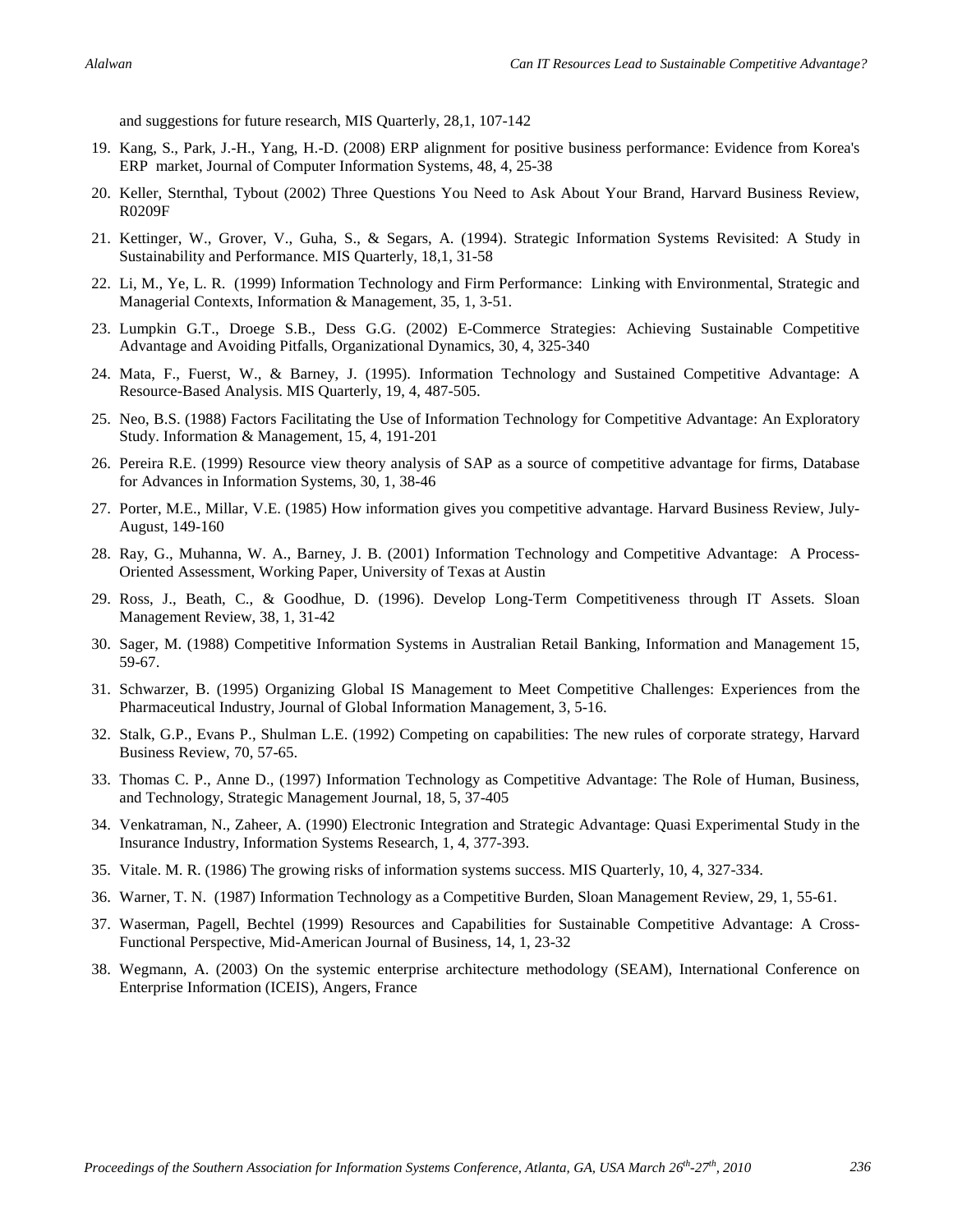and suggestions for future research, MIS Quarterly, 28,1, 107-142

19. Kang, S., Park, J.-H., Yang, H.-D. (2008) ERP alignment for positive business performance: Evidence from Korea's ERP market, Journal of Computer Information Systems, 48, 4, 25-38
20. Keller, Sternthal, Tybout (2002) Three Questions You Need to Ask About Your Brand, Harvard Business Review, R0209F
21. Kettinger, W., Grover, V., Guha, S., & Segars, A. (1994). Strategic Information Systems Revisited: A Study in Sustainability and Performance. MIS Quarterly, 18,1, 31-58
22. Li, M., Ye, L. R. (1999) Information Technology and Firm Performance: Linking with Environmental, Strategic and Managerial Contexts, Information & Management, 35, 1, 3-51.
23. Lumpkin G.T., Droege S.B., Dess G.G. (2002) E-Commerce Strategies: Achieving Sustainable Competitive Advantage and Avoiding Pitfalls, Organizational Dynamics, 30, 4, 325-340
24. Mata, F., Fuerst, W., & Barney, J. (1995). Information Technology and Sustained Competitive Advantage: A Resource-Based Analysis. MIS Quarterly, 19, 4, 487-505.
25. Neo, B.S. (1988) Factors Facilitating the Use of Information Technology for Competitive Advantage: An Exploratory Study. Information & Management, 15, 4, 191-201
26. Pereira R.E. (1999) Resource view theory analysis of SAP as a source of competitive advantage for firms, Database for Advances in Information Systems, 30, 1, 38-46
27. Porter, M.E., Millar, V.E. (1985) How information gives you competitive advantage. Harvard Business Review, July-August, 149-160
28. Ray, G., Muhanna, W. A., Barney, J. B. (2001) Information Technology and Competitive Advantage: A Process-Oriented Assessment, Working Paper, University of Texas at Austin
29. Ross, J., Beath, C., & Goodhue, D. (1996). Develop Long-Term Competitiveness through IT Assets. Sloan Management Review, 38, 1, 31-42
30. Sager, M. (1988) Competitive Information Systems in Australian Retail Banking, Information and Management 15, 59-67.
31. Schwarzer, B. (1995) Organizing Global IS Management to Meet Competitive Challenges: Experiences from the Pharmaceutical Industry, Journal of Global Information Management, 3, 5-16.
32. Stalk, G.P., Evans P., Shulman L.E. (1992) Competing on capabilities: The new rules of corporate strategy, Harvard Business Review, 70, 57-65.
33. Thomas C. P., Anne D., (1997) Information Technology as Competitive Advantage: The Role of Human, Business, and Technology, Strategic Management Journal, 18, 5, 37-405
34. Venkatraman, N., Zaheer, A. (1990) Electronic Integration and Strategic Advantage: Quasi Experimental Study in the Insurance Industry, Information Systems Research, 1, 4, 377-393.
35. Vitale. M. R. (1986) The growing risks of information systems success. MIS Quarterly, 10, 4, 327-334.
36. Warner, T. N. (1987) Information Technology as a Competitive Burden, Sloan Management Review, 29, 1, 55-61.
37. Waserman, Pagell, Bechtel (1999) Resources and Capabilities for Sustainable Competitive Advantage: A Cross-Functional Perspective, Mid-American Journal of Business, 14, 1, 23-32
38. Wegmann, A. (2003) On the systemic enterprise architecture methodology (SEAM), International Conference on Enterprise Information (ICEIS), Angers, France